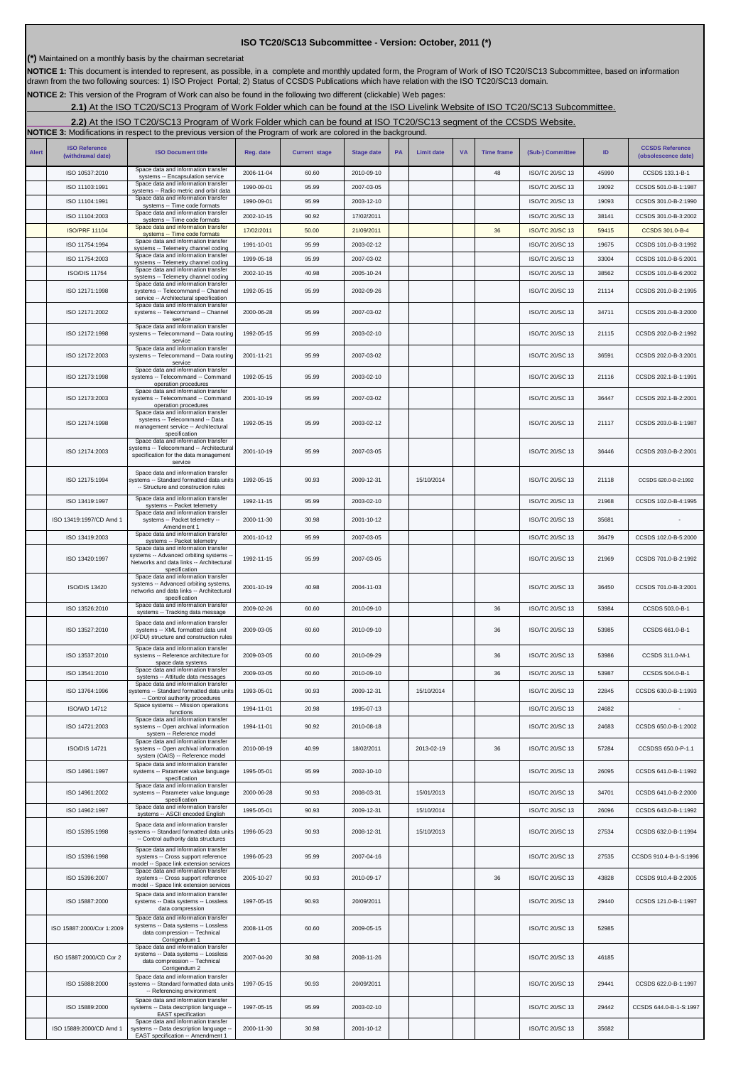# ISO TC20/SC13 Subcommittee - Version: October, 2011 (*)

**(*)** Maintained on a monthly basis by the chairman secretariat

**NOTICE 1:** This document is intended to represent, as possible, in a complete and monthly updated form, the Program of Work of ISO TC20/SC13 Subcommittee, based on information drawn from the two following sources: 1) ISO Project Portal; 2) Status of CCSDS Publications which have relation with the ISO TC20/SC13 domain.

**NOTICE 2:** This version of the Program of Work can also be found in the following two different (clickable) Web pages:

**2.1)** At the ISO TC20/SC13 Program of Work Folder which can be found at the ISO Livelink Website of ISO TC20/SC13 Subcommittee.

**2.2)** At the ISO TC20/SC13 Program of Work Folder which can be found at ISO TC20/SC13 segment of the CCSDS Website.

**NOTICE 3:** Modifications in respect to the previous version of the Program of work are colored in the background.

| Alert | ISO Reference (withdrawal date) | ISO Document title | Reg. date | Current stage | Stage date | PA | Limit date | VA | Time frame | (Sub-) Committee | ID | CCSDS Reference (obsolescence date) |
|---|---|---|---|---|---|---|---|---|---|---|---|---|
| | ISO 10537:2010 | Space data and information transfer systems -- Encapsulation service | 2006-11-04 | 60.60 | 2010-09-10 | | | | 48 | ISO/TC 20/SC 13 | 45990 | CCSDS 133.1-B-1 |
| | ISO 11103:1991 | Space data and information transfer systems -- Radio metric and orbit data | 1990-09-01 | 95.99 | 2007-03-05 | | | | | ISO/TC 20/SC 13 | 19092 | CCSDS 501.0-B-1:1987 |
| | ISO 11104:1991 | Space data and information transfer systems -- Time code formats | 1990-09-01 | 95.99 | 2003-12-10 | | | | | ISO/TC 20/SC 13 | 19093 | CCSDS 301.0-B-2:1990 |
| | ISO 11104:2003 | Space data and information transfer systems -- Time code formats | 2002-10-15 | 90.92 | 17/02/2011 | | | | | ISO/TC 20/SC 13 | 38141 | CCSDS 301.0-B-3:2002 |
| | ISO/PRF 11104 | Space data and information transfer systems -- Time code formats | 17/02/2011 | 50.00 | 21/09/2011 | | | | 36 | ISO/TC 20/SC 13 | 59415 | CCSDS 301.0-B-4 |
| | ISO 11754:1994 | Space data and information transfer systems -- Telemetry channel coding | 1991-10-01 | 95.99 | 2003-02-12 | | | | | ISO/TC 20/SC 13 | 19675 | CCSDS 101.0-B-3:1992 |
| | ISO 11754:2003 | Space data and information transfer systems -- Telemetry channel coding | 1999-05-18 | 95.99 | 2007-03-02 | | | | | ISO/TC 20/SC 13 | 33004 | CCSDS 101.0-B-5:2001 |
| | ISO/DIS 11754 | Space data and information transfer systems -- Telemetry channel coding | 2002-10-15 | 40.98 | 2005-10-24 | | | | | ISO/TC 20/SC 13 | 38562 | CCSDS 101.0-B-6:2002 |
| | ISO 12171:1998 | Space data and information transfer systems -- Telecommand -- Channel service -- Architectural specification | 1992-05-15 | 95.99 | 2002-09-26 | | | | | ISO/TC 20/SC 13 | 21114 | CCSDS 201.0-B-2:1995 |
| | ISO 12171:2002 | Space data and information transfer systems -- Telecommand -- Channel service | 2000-06-28 | 95.99 | 2007-03-02 | | | | | ISO/TC 20/SC 13 | 34711 | CCSDS 201.0-B-3:2000 |
| | ISO 12172:1998 | Space data and information transfer systems -- Telecommand -- Data routing service | 1992-05-15 | 95.99 | 2003-02-10 | | | | | ISO/TC 20/SC 13 | 21115 | CCSDS 202.0-B-2:1992 |
| | ISO 12172:2003 | Space data and information transfer systems -- Telecommand -- Data routing service | 2001-11-21 | 95.99 | 2007-03-02 | | | | | ISO/TC 20/SC 13 | 36591 | CCSDS 202.0-B-3:2001 |
| | ISO 12173:1998 | Space data and information transfer systems -- Telecommand -- Command operation procedures | 1992-05-15 | 95.99 | 2003-02-10 | | | | | ISO/TC 20/SC 13 | 21116 | CCSDS 202.1-B-1:1991 |
| | ISO 12173:2003 | Space data and information transfer systems -- Telecommand -- Command operation procedures | 2001-10-19 | 95.99 | 2007-03-02 | | | | | ISO/TC 20/SC 13 | 36447 | CCSDS 202.1-B-2:2001 |
| | ISO 12174:1998 | Space data and information transfer systems -- Telecommand -- Data management service -- Architectural specification | 1992-05-15 | 95.99 | 2003-02-12 | | | | | ISO/TC 20/SC 13 | 21117 | CCSDS 203.0-B-1:1987 |
| | ISO 12174:2003 | Space data and information transfer systems -- Telecommand -- Architectural specification for the data management service | 2001-10-19 | 95.99 | 2007-03-05 | | | | | ISO/TC 20/SC 13 | 36446 | CCSDS 203.0-B-2:2001 |
| | ISO 12175:1994 | Space data and information transfer systems -- Standard formatted data units -- Structure and construction rules | 1992-05-15 | 90.93 | 2009-12-31 | | 15/10/2014 | | | ISO/TC 20/SC 13 | 21118 | CCSDS 620.0-B-2:1992 |
| | ISO 13419:1997 | Space data and information transfer systems -- Packet telemetry | 1992-11-15 | 95.99 | 2003-02-10 | | | | | ISO/TC 20/SC 13 | 21968 | CCSDS 102.0-B-4:1995 |
| | ISO 13419:1997/CD Amd 1 | Space data and information transfer systems -- Packet telemetry -- Amendment 1 | 2000-11-30 | 30.98 | 2001-10-12 | | | | | ISO/TC 20/SC 13 | 35681 | - |
| | ISO 13419:2003 | Space data and information transfer systems -- Packet telemetry | 2001-10-12 | 95.99 | 2007-03-05 | | | | | ISO/TC 20/SC 13 | 36479 | CCSDS 102.0-B-5:2000 |
| | ISO 13420:1997 | Space data and information transfer systems -- Advanced orbiting systems -- Networks and data links -- Architectural specification | 1992-11-15 | 95.99 | 2007-03-05 | | | | | ISO/TC 20/SC 13 | 21969 | CCSDS 701.0-B-2:1992 |
| | ISO/DIS 13420 | Space data and information transfer systems -- Advanced orbiting systems, networks and data links -- Architectural specification | 2001-10-19 | 40.98 | 2004-11-03 | | | | | ISO/TC 20/SC 13 | 36450 | CCSDS 701.0-B-3:2001 |
| | ISO 13526:2010 | Space data and information transfer systems -- Tracking data message | 2009-02-26 | 60.60 | 2010-09-10 | | | | 36 | ISO/TC 20/SC 13 | 53984 | CCSDS 503.0-B-1 |
| | ISO 13527:2010 | Space data and information transfer systems -- XML formatted data unit (XFDU) structure and construction rules | 2009-03-05 | 60.60 | 2010-09-10 | | | | 36 | ISO/TC 20/SC 13 | 53985 | CCSDS 661.0-B-1 |
| | ISO 13537:2010 | Space data and information transfer systems -- Reference architecture for space data systems | 2009-03-05 | 60.60 | 2010-09-29 | | | | 36 | ISO/TC 20/SC 13 | 53986 | CCSDS 311.0-M-1 |
| | ISO 13541:2010 | Space data and information transfer systems -- Attitude data messages | 2009-03-05 | 60.60 | 2010-09-10 | | | | 36 | ISO/TC 20/SC 13 | 53987 | CCSDS 504.0-B-1 |
| | ISO 13764:1996 | Space data and information transfer systems -- Standard formatted data units -- Control authority procedures | 1993-05-01 | 90.93 | 2009-12-31 | | 15/10/2014 | | | ISO/TC 20/SC 13 | 22845 | CCSDS 630.0-B-1:1993 |
| | ISO/WD 14712 | Space systems -- Mission operations functions | 1994-11-01 | 20.98 | 1995-07-13 | | | | | ISO/TC 20/SC 13 | 24682 | - |
| | ISO 14721:2003 | Space data and information transfer systems -- Open archival information system -- Reference model | 1994-11-01 | 90.92 | 2010-08-18 | | | | | ISO/TC 20/SC 13 | 24683 | CCSDS 650.0-B-1:2002 |
| | ISO/DIS 14721 | Space data and information transfer systems -- Open archival information system (OAIS) -- Reference model | 2010-08-19 | 40.99 | 18/02/2011 | | 2013-02-19 | | 36 | ISO/TC 20/SC 13 | 57284 | CCSDSS 650.0-P-1.1 |
| | ISO 14961:1997 | Space data and information transfer systems -- Parameter value language specification | 1995-05-01 | 95.99 | 2002-10-10 | | | | | ISO/TC 20/SC 13 | 26095 | CCSDS 641.0-B-1:1992 |
| | ISO 14961:2002 | Space data and information transfer systems -- Parameter value language specification | 2000-06-28 | 90.93 | 2008-03-31 | | 15/01/2013 | | | ISO/TC 20/SC 13 | 34701 | CCSDS 641.0-B-2:2000 |
| | ISO 14962:1997 | Space data and information transfer systems -- ASCII encoded English | 1995-05-01 | 90.93 | 2009-12-31 | | 15/10/2014 | | | ISO/TC 20/SC 13 | 26096 | CCSDS 643.0-B-1:1992 |
| | ISO 15395:1998 | Space data and information transfer systems -- Standard formatted data units -- Control authority data structures | 1996-05-23 | 90.93 | 2008-12-31 | | 15/10/2013 | | | ISO/TC 20/SC 13 | 27534 | CCSDS 632.0-B-1:1994 |
| | ISO 15396:1998 | Space data and information transfer systems -- Cross support reference model -- Space link extension services | 1996-05-23 | 95.99 | 2007-04-16 | | | | | ISO/TC 20/SC 13 | 27535 | CCSDS 910.4-B-1-S:1996 |
| | ISO 15396:2007 | Space data and information transfer systems -- Cross support reference model -- Space link extension services | 2005-10-27 | 90.93 | 2010-09-17 | | | | 36 | ISO/TC 20/SC 13 | 43828 | CCSDS 910.4-B-2:2005 |
| | ISO 15887:2000 | Space data and information transfer systems -- Data systems -- Lossless data compression | 1997-05-15 | 90.93 | 20/09/2011 | | | | | ISO/TC 20/SC 13 | 29440 | CCSDS 121.0-B-1:1997 |
| | ISO 15887:2000/Cor 1:2009 | Space data and information transfer systems -- Data systems -- Lossless data compression -- Technical Corrigendum 1 | 2008-11-05 | 60.60 | 2009-05-15 | | | | | ISO/TC 20/SC 13 | 52985 | |
| | ISO 15887:2000/CD Cor 2 | Space data and information transfer systems -- Data systems -- Lossless data compression -- Technical Corrigendum 2 | 2007-04-20 | 30.98 | 2008-11-26 | | | | | ISO/TC 20/SC 13 | 46185 | |
| | ISO 15888:2000 | Space data and information transfer systems -- Standard formatted data units -- Referencing environment | 1997-05-15 | 90.93 | 20/09/2011 | | | | | ISO/TC 20/SC 13 | 29441 | CCSDS 622.0-B-1:1997 |
| | ISO 15889:2000 | Space data and information transfer systems -- Data description language -- EAST specification | 1997-05-15 | 95.99 | 2003-02-10 | | | | | ISO/TC 20/SC 13 | 29442 | CCSDS 644.0-B-1-S:1997 |
| | ISO 15889:2000/CD Amd 1 | Space data and information transfer systems -- Data description language -- EAST specification -- Amendment 1 | 2000-11-30 | 30.98 | 2001-10-12 | | | | | ISO/TC 20/SC 13 | 35682 | |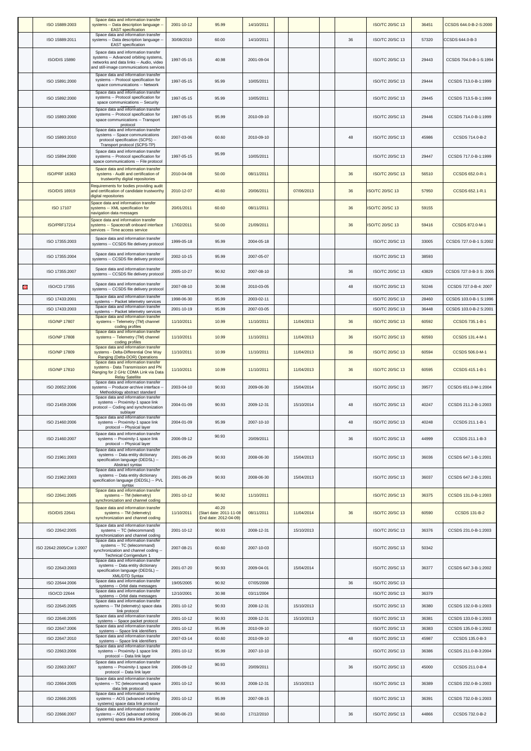|  | ISO 15889:2003 | Space data and information transfer systems -- Data description language -- EAST specification | 2001-10-12 | 95.99 | 14/10/2011 |  |  |  | ISO/TC 20/SC 13 | 36451 | CCSDS 644.0-B-2-S:2000 |
|---|---|---|---|---|---|---|---|---|---|---|---|
|  | ISO 15889:2011 | Space data and information transfer systems -- Data description language -- EAST specification | 30/08/2010 | 60.00 | 14/10/2011 |  |  | 36 | ISO/TC 20/SC 13 | 57320 | CCSDS 644.0-B-3 |
|  | ISO/DIS 15890 | Space data and information transfer systems -- Advanced orbiting systems, networks and data links -- Audio, video and still-image communications services | 1997-05-15 | 40.98 | 2001-09-04 |  |  |  | ISO/TC 20/SC 13 | 29443 | CCSDS 704.0-B-1-S:1994 |
|  | ISO 15891:2000 | Space data and information transfer systems -- Protocol specification for space communications -- Network protocol | 1997-05-15 | 95.99 | 10/05/2011 |  |  |  | ISO/TC 20/SC 13 | 29444 | CCSDS 713.0-B-1:1999 |
|  | ISO 15892:2000 | Space data and information transfer systems -- Protocol specification for space communications -- Security protocol | 1997-05-15 | 95.99 | 10/05/2011 |  |  |  | ISO/TC 20/SC 13 | 29445 | CCSDS 713.5-B-1:1999 |
|  | ISO 15893:2000 | Space data and information transfer systems -- Protocol specification for space communications -- Transport protocol | 1997-05-15 | 95.99 | 2010-09-10 |  |  |  | ISO/TC 20/SC 13 | 29446 | CCSDS 714.0-B-1:1999 |
|  | ISO 15893:2010 | Space data and information transfer systems -- Space communications protocol specification (SCPS) -- Transport protocol (SCPS-TP) | 2007-03-06 | 60.60 | 2010-09-10 |  |  | 48 | ISO/TC 20/SC 13 | 45986 | CCSDS 714.0-B-2 |
|  | ISO 15894:2000 | Space data and information transfer systems -- Protocol specification for space communications -- File protocol | 1997-05-15 | 95.99 | 10/05/2011 |  |  |  | ISO/TC 20/SC 13 | 29447 | CCSDS 717.0-B-1:1999 |
|  | ISO/PRF 16363 | Space data and information transfer systems -- Audit and certification of trustworthy digital repositories | 2010-04-08 | 50.00 | 08/11/2011 |  |  | 36 | ISO/TC 20/SC 13 | 56510 | CCSDS 652.0-R-1 |
|  | ISO/DIS 16919 | Requirements for bodies providing audit and certification of candidate trustworthy digital repositories | 2010-12-07 | 40.60 | 20/06/2011 | 07/06/2013 |  | 36 | ISO/TC 20/SC 13 | 57950 | CCSDS 652.1-R.1 |
|  | ISO 17107 | Space data and information transfer systems -- XML specification for navigation data messages | 20/01/2011 | 60.60 | 08/11/2011 |  |  | 36 | ISO/TC 20/SC 13 | 59155 |  |
|  | ISO/PRF17214 | Space data and information transfer systems -- Spacecraft onboard interface services -- Time access service | 17/02/2011 | 50.00 | 21/09/2011 |  |  | 36 | ISO/TC 20/SC 13 | 59416 | CCSDS 872.0-M-1 |
|  | ISO 17355:2003 | Space data and information transfer systems -- CCSDS file delivery protocol | 1999-05-18 | 95.99 | 2004-05-18 |  |  |  | ISO/TC 20/SC 13 | 33005 | CCSDS 727.0-B-1 S:2002 |
|  | ISO 17355:2004 | Space data and information transfer systems -- CCSDS file delivery protocol | 2002-10-15 | 95.99 | 2007-05-07 |  |  |  | ISO/TC 20/SC 13 | 38593 |  |
|  | ISO 17355:2007 | Space data and information transfer systems -- CCSDS file delivery protocol | 2005-10-27 | 90.92 | 2007-08-10 |  |  | 36 | ISO/TC 20/SC 13 | 43829 | CCSDS 727.0-B-3 S: 2005 |
|  | ISO/CD 17355 | Space data and information transfer systems -- CCSDS file delivery protocol | 2007-08-10 | 30.98 | 2010-03-05 |  |  | 48 | ISO/TC 20/SC 13 | 50246 | CCSDS 727.0-B-4: 2007 |
|  | ISO 17433:2001 | Space data and information transfer systems -- Packet telemetry services | 1998-06-30 | 95.99 | 2003-02-11 |  |  |  | ISO/TC 20/SC 13 | 28460 | CCSDS 103.0-B-1 S:1996 |
|  | ISO 17433:2003 | Space data and information transfer systems -- Packet telemetry services | 2001-10-19 | 95.99 | 2007-03-05 |  |  |  | ISO/TC 20/SC 13 | 36448 | CCSDS 103.0-B-2 S:2001 |
|  | ISO/NP 17807 | Space data and information transfer systems -- Telemetry (TM) channel coding profiles | 11/10/2011 | 10.99 | 11/10/2011 | 11/04/2013 |  | 36 | ISO/TC 20/SC 13 | 60592 | CCSDS 735.1-B-1 |
|  | ISO/NP 17808 | Space data and information transfer systems -- Telemetry (TM) channel coding profiles | 11/10/2011 | 10.99 | 11/10/2011 | 11/04/2013 |  | 36 | ISO/TC 20/SC 13 | 60593 | CCSDS 131.4-M-1 |
|  | ISO/NP 17809 | Space data and information transfer systems - Delta-Differential One Way Ranging (Delta-DOR) Operations | 11/10/2011 | 10.99 | 11/10/2011 | 11/04/2013 |  | 36 | ISO/TC 20/SC 13 | 60594 | CCSDS 506.0-M-1 |
|  | ISO/NP 17810 | Space data and information transfer systems - Data Transmission and PN Ranging for 2 GHz CDMA Link via Data Relay Satellite | 11/10/2011 | 10.99 | 11/10/2011 | 11/04/2013 |  | 36 | ISO/TC 20/SC 13 | 60595 | CCSDS 415.1-B-1 |
|  | ISO 20652:2006 | Space data and information transfer systems -- Producer-archive interface -- Methodology abstract standard | 2003-04-10 | 90.93 | 2009-06-30 | 15/04/2014 |  |  | ISO/TC 20/SC 13 | 39577 | CCSDS 651.0-M-1:2004 |
|  | ISO 21459:2006 | Space data and information transfer systems -- Proximity-1 space link protocol -- Coding and synchronization sublayer | 2004-01-09 | 90.93 | 2009-12-31 | 15/10/2014 |  | 48 | ISO/TC 20/SC 13 | 40247 | CCSDS 211.2-B-1:2003 |
|  | ISO 21460:2006 | Space data and information transfer systems -- Proximity-1 space link protocol -- Physical layer | 2004-01-09 | 95.99 | 2007-10-10 |  |  | 48 | ISO/TC 20/SC 13 | 40248 | CCSDS 211.1-B-1 |
|  | ISO 21460:2007 | Space data and information transfer systems -- Proximity-1 space link protocol -- Physical layer | 2006-09-12 | 90.93 | 20/09/2011 |  |  | 36 | ISO/TC 20/SC 13 | 44999 | CCSDS 211.1-B-3 |
|  | ISO 21961:2003 | Space data and information transfer systems -- Data entity dictionary specification language (DEDSL) -- Abstract syntax | 2001-06-29 | 90.93 | 2008-06-30 | 15/04/2013 |  |  | ISO/TC 20/SC 13 | 36036 | CCSDS 647.1-B-1:2001 |
|  | ISO 21962:2003 | Space data and information transfer systems -- Data entity dictionary specification language (DEDSL) -- PVL syntax | 2001-06-29 | 90.93 | 2008-06-30 | 15/04/2013 |  |  | ISO/TC 20/SC 13 | 36037 | CCSDS 647.2-B-1:2001 |
|  | ISO 22641:2005 | Space data and information transfer systems -- TM (telemetry) synchronization and channel coding | 2001-10-12 | 90.92 | 11/10/2011 |  |  |  | ISO/TC 20/SC 13 | 36375 | CCSDS 131.0-B-1:2003 |
|  | ISO/DIS 22641 | Space data and information transfer systems -- TM (telemetry) synchronization and channel coding | 11/10/2011 | 40.20 (Start date: 2011-11-08 End date: 2012-04-09) | 08/11/2011 | 11/04/2014 |  | 36 | ISO/TC 20/SC 13 | 60590 | CCSDS 131-B-2 |
|  | ISO 22642:2005 | Space data and information transfer systems -- TC (telecommand) synchronization and channel coding | 2001-10-12 | 90.93 | 2008-12-31 | 15/10/2013 |  |  | ISO/TC 20/SC 13 | 36376 | CCSDS 231.0-B-1:2003 |
|  | ISO 22642:2005/Cor 1:2007 | Space data and information transfer systems -- TC (telecommand) synchronization and channel coding -- Technical Corrigendum 1 | 2007-08-21 | 60.60 | 2007-10-03 |  |  |  | ISO/TC 20/SC 13 | 50342 |  |
|  | ISO 22643:2003 | Space data and information transfer systems -- Data entity dictionary specification language (DEDSL) -- XML/DTD Syntax | 2001-07-20 | 90.93 | 2009-04-01 | 15/04/2014 |  |  | ISO/TC 20/SC 13 | 36377 | CCSDS 647.3-B-1:2002 |
|  | ISO 22644:2006 | Space data and information transfer systems -- Orbit data messages | 19/05/2005 | 90.92 | 07/05/2008 |  |  | 36 | ISO/TC 20/SC 13 |  |  |
|  | ISO/CD 22644 | Space data and information transfer systems -- Orbit data messages | 12/10/2001 | 30.98 | 03/11/2004 |  |  |  | ISO/TC 20/SC 13 | 36379 |  |
|  | ISO 22645:2005 | Space data and information transfer systems -- TM (telemetry) space data link protocol | 2001-10-12 | 90.93 | 2008-12-31 | 15/10/2013 |  |  | ISO/TC 20/SC 13 | 36380 | CCSDS 132.0-B-1:2003 |
|  | ISO 22646:2005 | Space data and information transfer systems -- Space packet protocol | 2001-10-12 | 90.93 | 2008-12-31 | 15/10/2013 |  |  | ISO/TC 20/SC 13 | 36381 | CCSDS 133.0-B-1:2003 |
|  | ISO 22647:2006 | Space data and information transfer systems -- Space link identifiers | 2001-10-12 | 95.99 | 2010-09-10 |  |  |  | ISO/TC 20/SC 13 | 36383 | CCSDS 135.0-B-1:2002 |
|  | ISO 22647:2010 | Space data and information transfer systems -- Space link identifiers | 2007-03-14 | 60.60 | 2010-09-10 |  |  | 48 | ISO/TC 20/SC 13 | 45987 | CCSDS 135.0-B-3 |
|  | ISO 22663:2006 | Space data and information transfer systems -- Proximity-1 space link protocol -- Data link layer | 2001-10-12 | 95.99 | 2007-10-10 |  |  |  | ISO/TC 20/SC 13 | 36386 | CCSDS 211.0-B-3:2004 |
|  | ISO 22663:2007 | Space data and information transfer systems -- Proximity-1 space link protocol -- Data link layer | 2006-09-12 | 90.93 | 20/09/2011 |  |  | 36 | ISO/TC 20/SC 13 | 45000 | CCSDS 211.0-B-4 |
|  | ISO 22664:2005 | Space data and information transfer systems -- TC (telecommand) space data link protocol | 2001-10-12 | 90.93 | 2008-12-31 | 15/10/2013 |  |  | ISO/TC 20/SC 13 | 36389 | CCSDS 232.0-B-1:2003 |
|  | ISO 22666:2005 | Space data and information transfer systems -- AOS (advanced orbiting systems) space data link protocol | 2001-10-12 | 95.99 | 2007-08-15 |  |  |  | ISO/TC 20/SC 13 | 36391 | CCSDS 732.0-B-1:2003 |
|  | ISO 22666:2007 | Space data and information transfer systems -- AOS (advanced orbiting systems) space data link protocol | 2006-06-23 | 90.60 | 17/12/2010 |  |  | 36 | ISO/TC 20/SC 13 | 44866 | CCSDS 732.0-B-2 |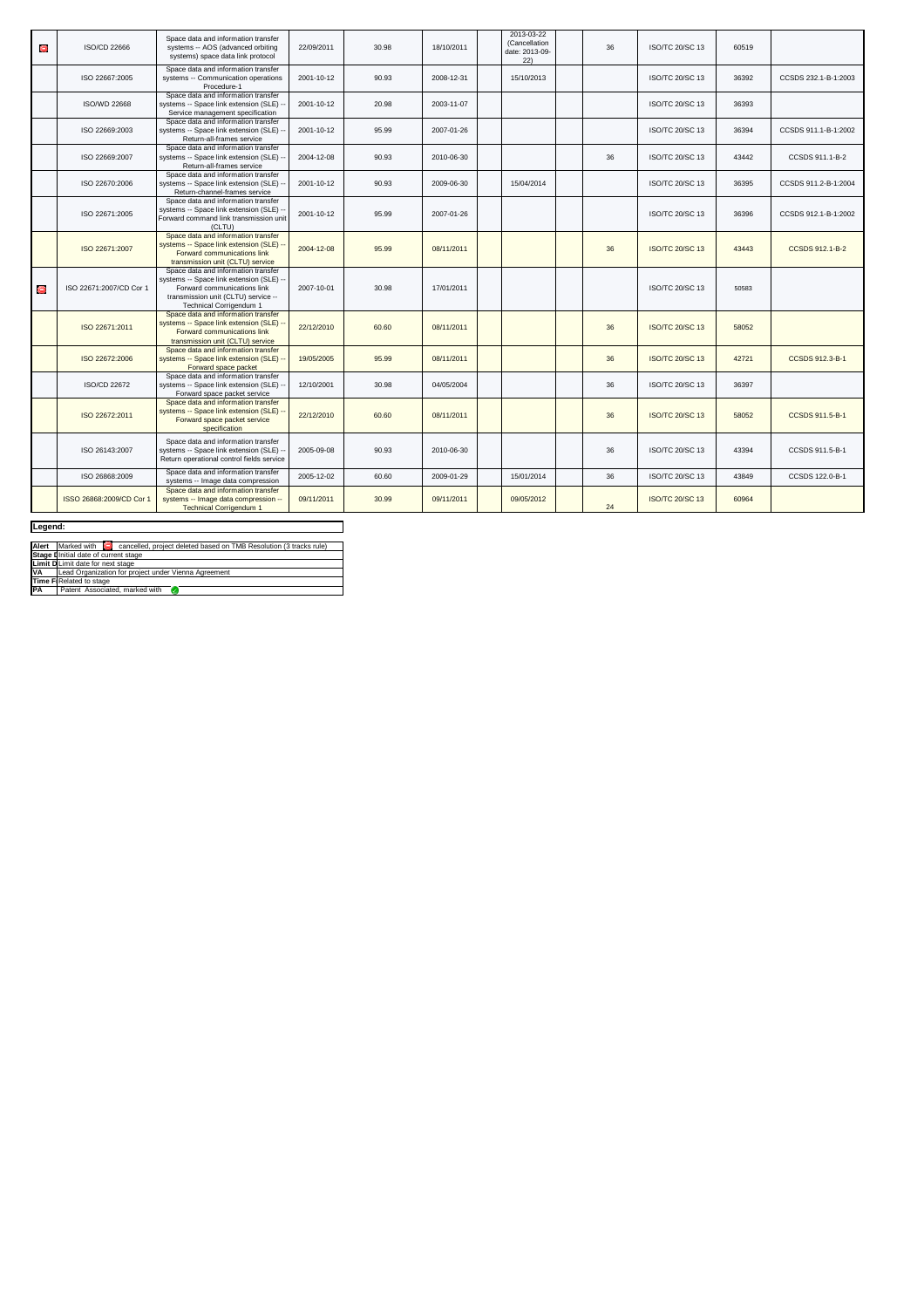| | | | | | | | | | | | | |
|---|---|---|---|---|---|---|---|---|---|---|---|---|
| | ISO/CD 22666 | Space data and information transfer systems -- AOS (advanced orbiting systems) space data link protocol | 22/09/2011 | 30.98 | 18/10/2011 | | 2013-03-22 (Cancellation date: 2013-09-22) | | 36 | ISO/TC 20/SC 13 | 60519 | |
| | ISO 22667:2005 | Space data and information transfer systems -- Communication operations Procedure-1 | 2001-10-12 | 90.93 | 2008-12-31 | | 15/10/2013 | | | ISO/TC 20/SC 13 | 36392 | CCSDS 232.1-B-1:2003 |
| | ISO/WD 22668 | Space data and information transfer systems -- Space link extension (SLE) -- Service management specification | 2001-10-12 | 20.98 | 2003-11-07 | | | | | ISO/TC 20/SC 13 | 36393 | |
| | ISO 22669:2003 | Space data and information transfer systems -- Space link extension (SLE) -- Return-all-frames service | 2001-10-12 | 95.99 | 2007-01-26 | | | | | ISO/TC 20/SC 13 | 36394 | CCSDS 911.1-B-1:2002 |
| | ISO 22669:2007 | Space data and information transfer systems -- Space link extension (SLE) -- Return-all-frames service | 2004-12-08 | 90.93 | 2010-06-30 | | | | 36 | ISO/TC 20/SC 13 | 43442 | CCSDS 911.1-B-2 |
| | ISO 22670:2006 | Space data and information transfer systems -- Space link extension (SLE) -- Return-channel-frames service | 2001-10-12 | 90.93 | 2009-06-30 | | 15/04/2014 | | | ISO/TC 20/SC 13 | 36395 | CCSDS 911.2-B-1:2004 |
| | ISO 22671:2005 | Space data and information transfer systems -- Space link extension (SLE) -- Forward command link transmission unit (CLTU) | 2001-10-12 | 95.99 | 2007-01-26 | | | | | ISO/TC 20/SC 13 | 36396 | CCSDS 912.1-B-1:2002 |
| | ISO 22671:2007 | Space data and information transfer systems -- Space link extension (SLE) -- Forward communications link transmission unit (CLTU) service | 2004-12-08 | 95.99 | 08/11/2011 | | | | 36 | ISO/TC 20/SC 13 | 43443 | CCSDS 912.1-B-2 |
| | ISO 22671:2007/CD Cor 1 | Space data and information transfer systems -- Space link extension (SLE) -- Forward communications link transmission unit (CLTU) service -- Technical Corrigendum 1 | 2007-10-01 | 30.98 | 17/01/2011 | | | | | ISO/TC 20/SC 13 | 50583 | |
| | ISO 22671:2011 | Space data and information transfer systems -- Space link extension (SLE) -- Forward communications link transmission unit (CLTU) service | 22/12/2010 | 60.60 | 08/11/2011 | | | | 36 | ISO/TC 20/SC 13 | 58052 | |
| | ISO 22672:2006 | Space data and information transfer systems -- Space link extension (SLE) -- Forward space packet | 19/05/2005 | 95.99 | 08/11/2011 | | | | 36 | ISO/TC 20/SC 13 | 42721 | CCSDS 912.3-B-1 |
| | ISO/CD 22672 | Space data and information transfer systems -- Space link extension (SLE) -- Forward space packet service | 12/10/2001 | 30.98 | 04/05/2004 | | | | 36 | ISO/TC 20/SC 13 | 36397 | |
| | ISO 22672:2011 | Space data and information transfer systems -- Space link extension (SLE) -- Forward space packet service specification | 22/12/2010 | 60.60 | 08/11/2011 | | | | 36 | ISO/TC 20/SC 13 | 58052 | CCSDS 911.5-B-1 |
| | ISO 26143:2007 | Space data and information transfer systems -- Space link extension (SLE) -- Return operational control fields service | 2005-09-08 | 90.93 | 2010-06-30 | | | | 36 | ISO/TC 20/SC 13 | 43394 | CCSDS 911.5-B-1 |
| | ISO 26868:2009 | Space data and information transfer systems -- Image data compression | 2005-12-02 | 60.60 | 2009-01-29 | | 15/01/2014 | | 36 | ISO/TC 20/SC 13 | 43849 | CCSDS 122.0-B-1 |
| | ISSO 26868:2009/CD Cor 1 | Space data and information transfer systems -- Image data compression -- Technical Corrigendum 1 | 09/11/2011 | 30.99 | 09/11/2011 | | 09/05/2012 | | 24 | ISO/TC 20/SC 13 | 60964 | |

**Legend:**

| | |
|---|---|
| **Alert** | Marked with cancelled, project deleted based on TMB Resolution (3 tracks rule) |
| **Stage D** | Initial date of current stage |
| **Limit D** | Limit date for next stage |
| **VA** | Lead Organization for project under Vienna Agreement |
| **Time F** | Related to stage |
| **PA** | Patent Associated, marked with |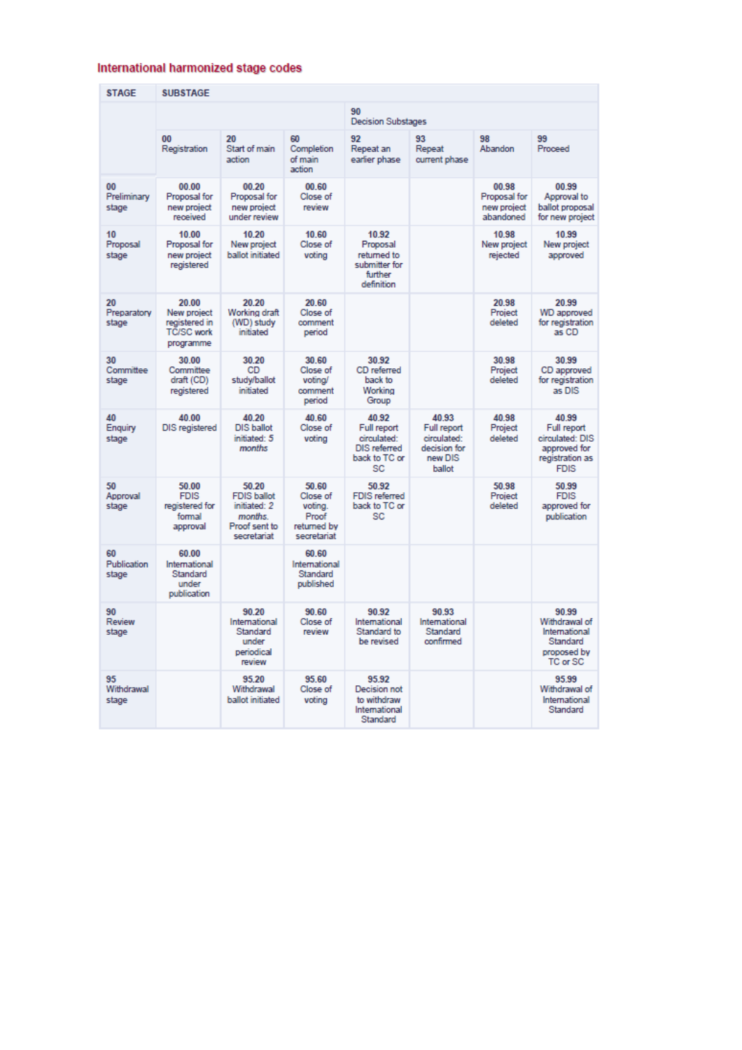## International harmonized stage codes

| STAGE | SUBSTAGE | | | | | | |
|---|---|---|---|---|---|---|---|
| | | | | 90 Decision Substages | | | |
| | 00 Registration | 20 Start of main action | 60 Completion of main action | 92 Repeat an earlier phase | 93 Repeat current phase | 98 Abandon | 99 Proceed |
| 00 Preliminary stage | 00.00 Proposal for new project received | 00.20 Proposal for new project under review | 00.60 Close of review | | | 00.98 Proposal for new project abandoned | 00.99 Approval to ballot proposal for new project |
| 10 Proposal stage | 10.00 Proposal for new project registered | 10.20 New project ballot initiated | 10.60 Close of voting | 10.92 Proposal returned to submitter for further definition | | 10.98 New project rejected | 10.99 New project approved |
| 20 Preparatory stage | 20.00 New project registered in TC/SC work programme | 20.20 Working draft (WD) study initiated | 20.60 Close of comment period | | | 20.98 Project deleted | 20.99 WD approved for registration as CD |
| 30 Committee stage | 30.00 Committee draft (CD) registered | 30.20 CD study/ballot initiated | 30.60 Close of voting/ comment period | 30.92 CD referred back to Working Group | | 30.98 Project deleted | 30.99 CD approved for registration as DIS |
| 40 Enquiry stage | 40.00 DIS registered | 40.20 DIS ballot initiated: 5 *months* | 40.60 Close of voting | 40.92 Full report circulated: DIS referred back to TC or SC | 40.93 Full report circulated: decision for new DIS ballot | 40.98 Project deleted | 40.99 Full report circulated: DIS approved for registration as FDIS |
| 50 Approval stage | 50.00 FDIS registered for formal approval | 50.20 FDIS ballot initiated: 2 *months*. Proof sent to secretariat | 50.60 Close of voting. Proof returned by secretariat | 50.92 FDIS referred back to TC or SC | | 50.98 Project deleted | 50.99 FDIS approved for publication |
| 60 Publication stage | 60.00 International Standard under publication | | 60.60 International Standard published | | | | |
| 90 Review stage | | 90.20 International Standard under periodical review | 90.60 Close of review | 90.92 International Standard to be revised | 90.93 International Standard confirmed | | 90.99 Withdrawal of International Standard proposed by TC or SC |
| 95 Withdrawal stage | | 95.20 Withdrawal ballot initiated | 95.60 Close of voting | 95.92 Decision not to withdraw International Standard | | | 95.99 Withdrawal of International Standard |